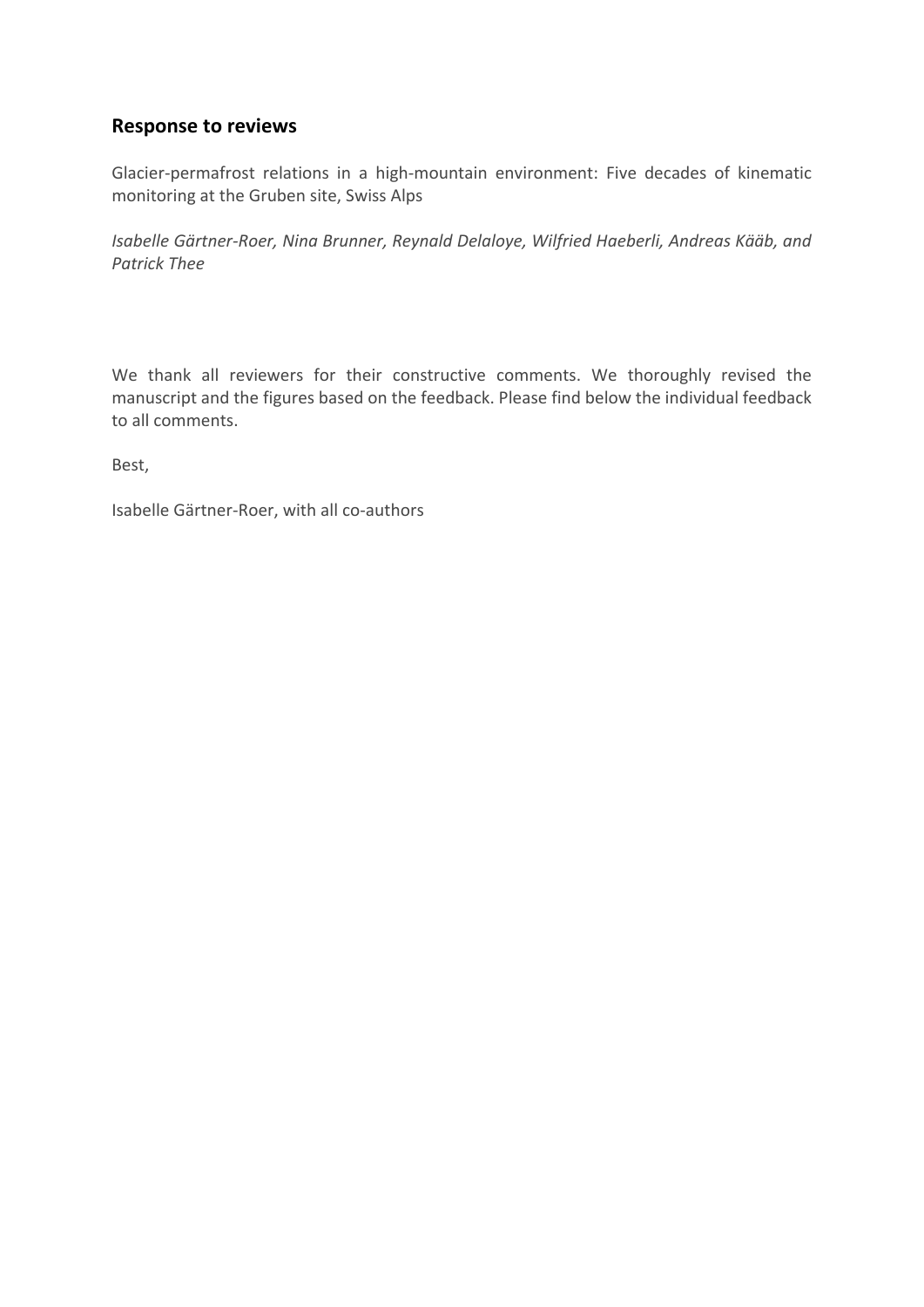## Response to reviews

Glacier-permafrost relations in a high-mountain environment: Five decades of kinematic monitoring at the Gruben site, Swiss Alps

*Isabelle Gärtner-Roer, Nina Brunner, Reynald Delaloye, Wilfried Haeberli, Andreas Kääb, and Patrick Thee*

We thank all reviewers for their constructive comments. We thoroughly revised the manuscript and the figures based on the feedback. Please find below the individual feedback to all comments.

Best,

Isabelle Gärtner-Roer, with all co-authors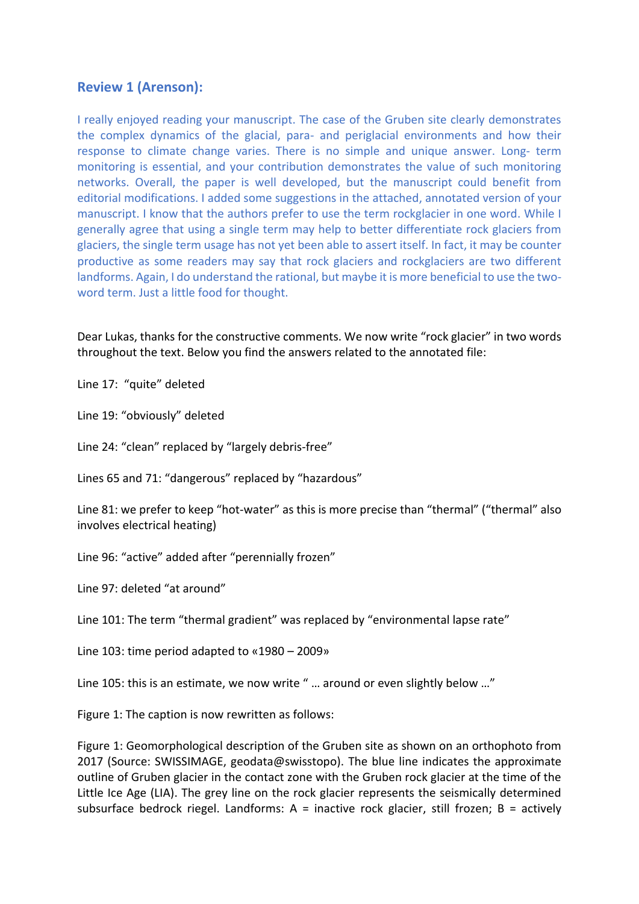## Review 1 (Arenson):

I really enjoyed reading your manuscript. The case of the Gruben site clearly demonstrates the complex dynamics of the glacial, para- and periglacial environments and how their response to climate change varies. There is no simple and unique answer. Long- term monitoring is essential, and your contribution demonstrates the value of such monitoring networks. Overall, the paper is well developed, but the manuscript could benefit from editorial modifications. I added some suggestions in the attached, annotated version of your manuscript. I know that the authors prefer to use the term rockglacier in one word. While I generally agree that using a single term may help to better differentiate rock glaciers from glaciers, the single term usage has not yet been able to assert itself. In fact, it may be counter productive as some readers may say that rock glaciers and rockglaciers are two different landforms. Again, I do understand the rational, but maybe it is more beneficial to use the two-word term. Just a little food for thought.

Dear Lukas, thanks for the constructive comments. We now write "rock glacier" in two words throughout the text. Below you find the answers related to the annotated file:

Line 17: "quite" deleted

Line 19: "obviously" deleted

Line 24: "clean" replaced by "largely debris-free"

Lines 65 and 71: "dangerous" replaced by "hazardous"

Line 81: we prefer to keep "hot-water" as this is more precise than "thermal" ("thermal" also involves electrical heating)

Line 96: "active" added after "perennially frozen"

Line 97: deleted "at around"

Line 101: The term "thermal gradient" was replaced by "environmental lapse rate"

Line 103: time period adapted to «1980 – 2009»

Line 105: this is an estimate, we now write " … around or even slightly below …"

Figure 1: The caption is now rewritten as follows:

Figure 1: Geomorphological description of the Gruben site as shown on an orthophoto from 2017 (Source: SWISSIMAGE, geodata@swisstopo). The blue line indicates the approximate outline of Gruben glacier in the contact zone with the Gruben rock glacier at the time of the Little Ice Age (LIA). The grey line on the rock glacier represents the seismically determined subsurface bedrock riegel. Landforms: A = inactive rock glacier, still frozen; B = actively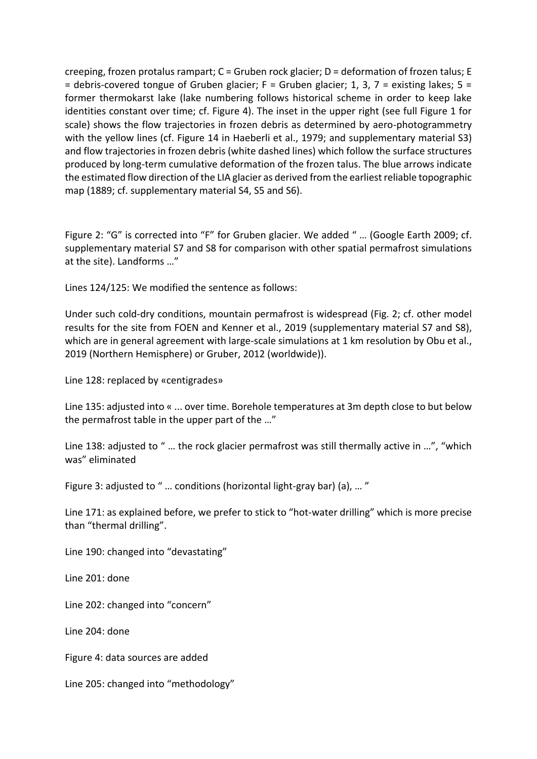creeping, frozen protalus rampart; C = Gruben rock glacier; D = deformation of frozen talus; E = debris-covered tongue of Gruben glacier; F = Gruben glacier; 1, 3, 7 = existing lakes; 5 = former thermokarst lake (lake numbering follows historical scheme in order to keep lake identities constant over time; cf. Figure 4). The inset in the upper right (see full Figure 1 for scale) shows the flow trajectories in frozen debris as determined by aero-photogrammetry with the yellow lines (cf. Figure 14 in Haeberli et al., 1979; and supplementary material S3) and flow trajectories in frozen debris (white dashed lines) which follow the surface structures produced by long-term cumulative deformation of the frozen talus. The blue arrows indicate the estimated flow direction of the LIA glacier as derived from the earliest reliable topographic map (1889; cf. supplementary material S4, S5 and S6).

Figure 2: “G” is corrected into “F” for Gruben glacier. We added “ … (Google Earth 2009; cf. supplementary material S7 and S8 for comparison with other spatial permafrost simulations at the site). Landforms …”

Lines 124/125: We modified the sentence as follows:

Under such cold-dry conditions, mountain permafrost is widespread (Fig. 2; cf. other model results for the site from FOEN and Kenner et al., 2019 (supplementary material S7 and S8), which are in general agreement with large-scale simulations at 1 km resolution by Obu et al., 2019 (Northern Hemisphere) or Gruber, 2012 (worldwide)).

Line 128: replaced by «centigrades»

Line 135: adjusted into « ... over time. Borehole temperatures at 3m depth close to but below the permafrost table in the upper part of the …”

Line 138: adjusted to “ … the rock glacier permafrost was still thermally active in …”, “which was” eliminated

Figure 3: adjusted to “ … conditions (horizontal light-gray bar) (a), … ”

Line 171: as explained before, we prefer to stick to “hot-water drilling” which is more precise than “thermal drilling”.

Line 190: changed into “devastating”

Line 201: done

Line 202: changed into “concern”

Line 204: done

Figure 4: data sources are added

Line 205: changed into “methodology”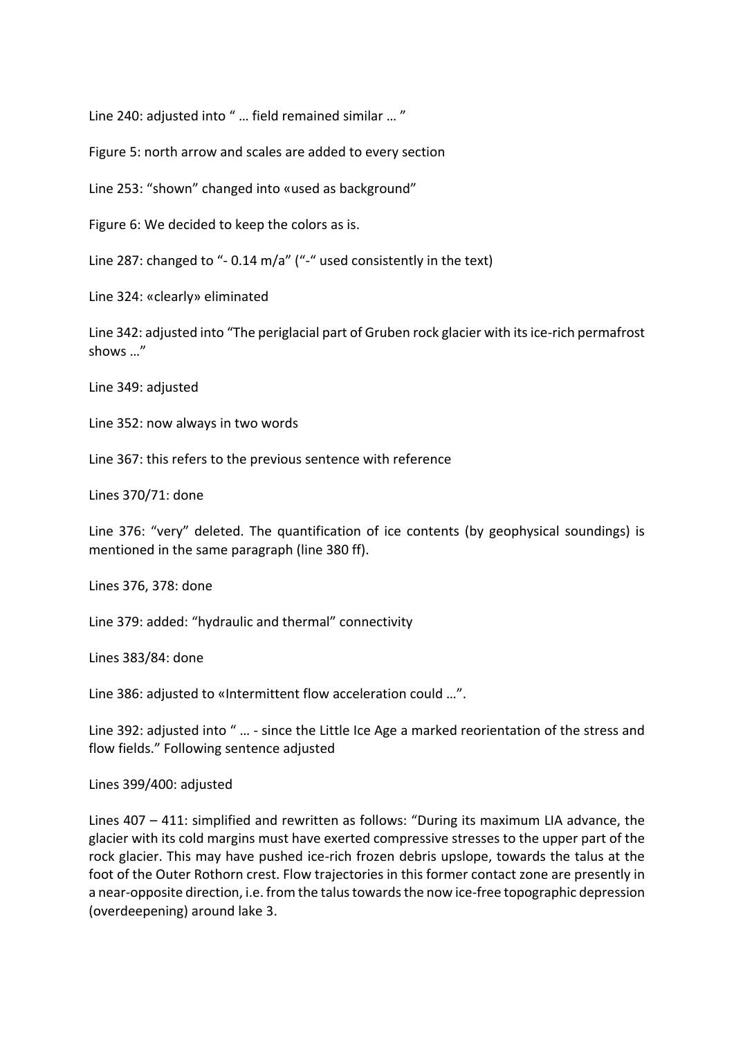Line 240: adjusted into " … field remained similar … "

Figure 5: north arrow and scales are added to every section

Line 253: "shown" changed into «used as background"

Figure 6: We decided to keep the colors as is.

Line 287: changed to "- 0.14 m/a" ("-" used consistently in the text)

Line 324: «clearly» eliminated

Line 342: adjusted into "The periglacial part of Gruben rock glacier with its ice-rich permafrost shows …"

Line 349: adjusted

Line 352: now always in two words

Line 367: this refers to the previous sentence with reference

Lines 370/71: done

Line 376: "very" deleted. The quantification of ice contents (by geophysical soundings) is mentioned in the same paragraph (line 380 ff).

Lines 376, 378: done

Line 379: added: "hydraulic and thermal" connectivity

Lines 383/84: done

Line 386: adjusted to «Intermittent flow acceleration could …".

Line 392: adjusted into " … - since the Little Ice Age a marked reorientation of the stress and flow fields." Following sentence adjusted

Lines 399/400: adjusted

Lines 407 – 411: simplified and rewritten as follows: "During its maximum LIA advance, the glacier with its cold margins must have exerted compressive stresses to the upper part of the rock glacier. This may have pushed ice-rich frozen debris upslope, towards the talus at the foot of the Outer Rothorn crest. Flow trajectories in this former contact zone are presently in a near-opposite direction, i.e. from the talus towards the now ice-free topographic depression (overdeepening) around lake 3.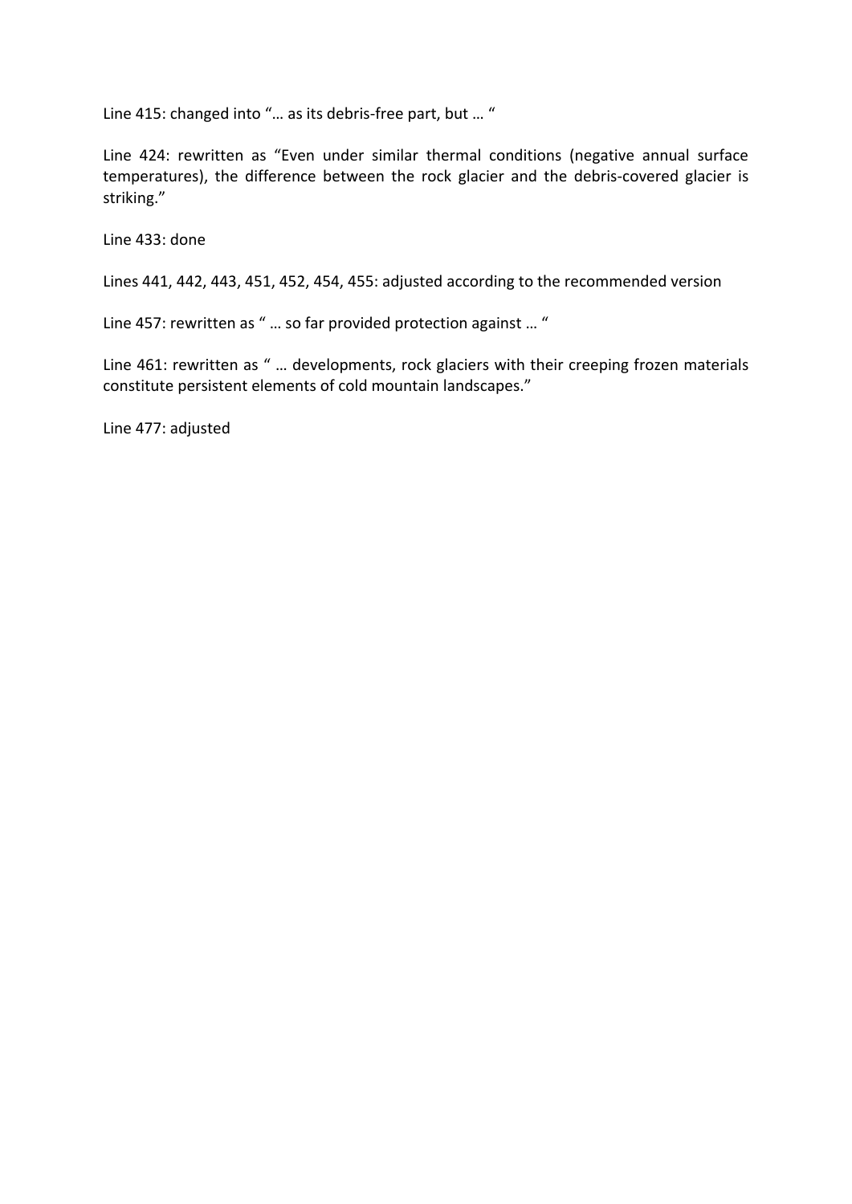Line 415: changed into "… as its debris-free part, but … "

Line 424: rewritten as "Even under similar thermal conditions (negative annual surface temperatures), the difference between the rock glacier and the debris-covered glacier is striking."

Line 433: done

Lines 441, 442, 443, 451, 452, 454, 455: adjusted according to the recommended version

Line 457: rewritten as " … so far provided protection against … "

Line 461: rewritten as " … developments, rock glaciers with their creeping frozen materials constitute persistent elements of cold mountain landscapes."

Line 477: adjusted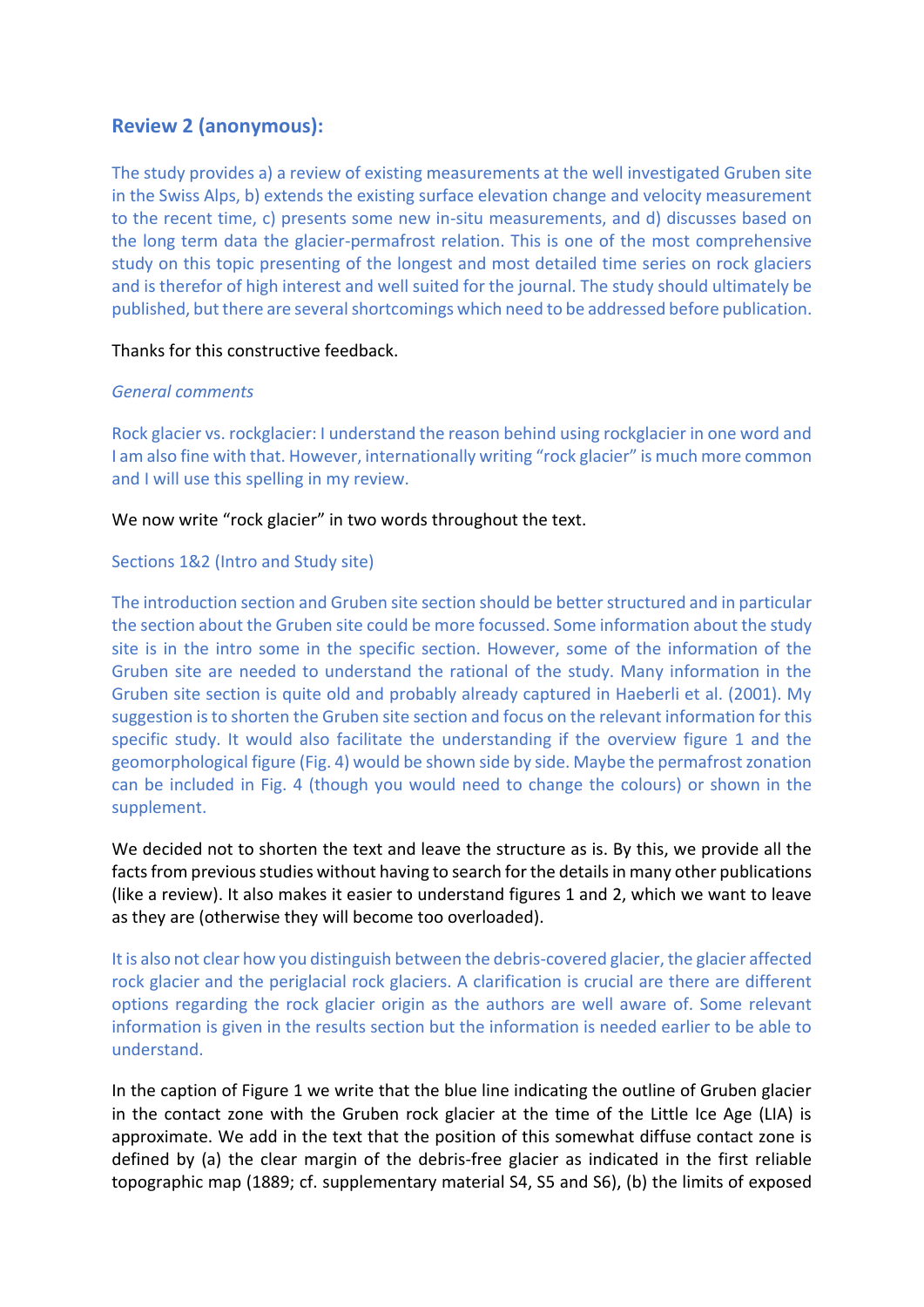## Review 2 (anonymous):

The study provides a) a review of existing measurements at the well investigated Gruben site in the Swiss Alps, b) extends the existing surface elevation change and velocity measurement to the recent time, c) presents some new in-situ measurements, and d) discusses based on the long term data the glacier-permafrost relation. This is one of the most comprehensive study on this topic presenting of the longest and most detailed time series on rock glaciers and is therefor of high interest and well suited for the journal. The study should ultimately be published, but there are several shortcomings which need to be addressed before publication.

Thanks for this constructive feedback.

*General comments*

Rock glacier vs. rockglacier: I understand the reason behind using rockglacier in one word and I am also fine with that. However, internationally writing "rock glacier" is much more common and I will use this spelling in my review.

We now write "rock glacier" in two words throughout the text.

Sections 1&2 (Intro and Study site)

The introduction section and Gruben site section should be better structured and in particular the section about the Gruben site could be more focussed. Some information about the study site is in the intro some in the specific section. However, some of the information of the Gruben site are needed to understand the rational of the study. Many information in the Gruben site section is quite old and probably already captured in Haeberli et al. (2001). My suggestion is to shorten the Gruben site section and focus on the relevant information for this specific study. It would also facilitate the understanding if the overview figure 1 and the geomorphological figure (Fig. 4) would be shown side by side. Maybe the permafrost zonation can be included in Fig. 4 (though you would need to change the colours) or shown in the supplement.

We decided not to shorten the text and leave the structure as is. By this, we provide all the facts from previous studies without having to search for the details in many other publications (like a review). It also makes it easier to understand figures 1 and 2, which we want to leave as they are (otherwise they will become too overloaded).

It is also not clear how you distinguish between the debris-covered glacier, the glacier affected rock glacier and the periglacial rock glaciers. A clarification is crucial are there are different options regarding the rock glacier origin as the authors are well aware of. Some relevant information is given in the results section but the information is needed earlier to be able to understand.

In the caption of Figure 1 we write that the blue line indicating the outline of Gruben glacier in the contact zone with the Gruben rock glacier at the time of the Little Ice Age (LIA) is approximate. We add in the text that the position of this somewhat diffuse contact zone is defined by (a) the clear margin of the debris-free glacier as indicated in the first reliable topographic map (1889; cf. supplementary material S4, S5 and S6), (b) the limits of exposed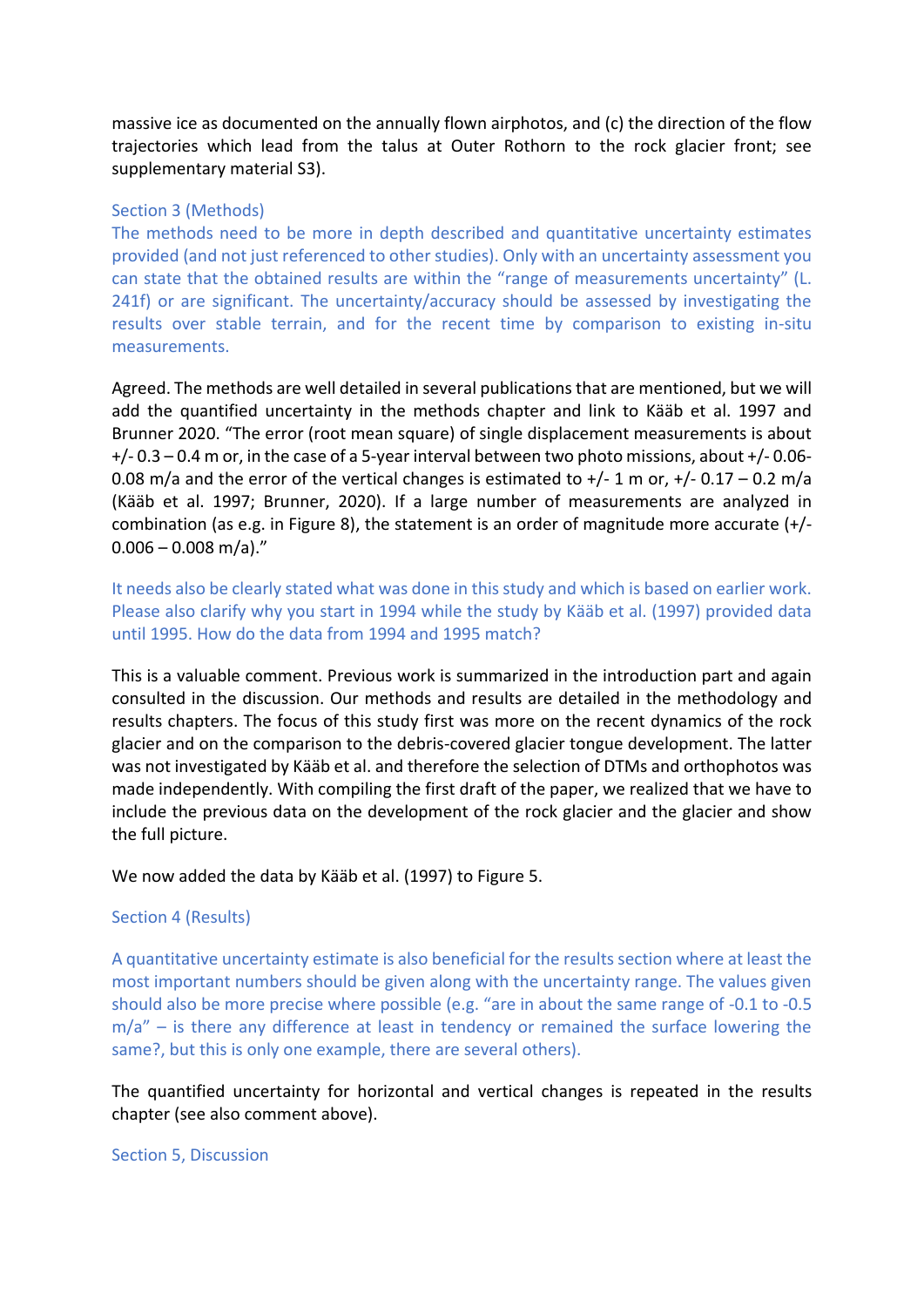massive ice as documented on the annually flown airphotos, and (c) the direction of the flow trajectories which lead from the talus at Outer Rothorn to the rock glacier front; see supplementary material S3).

Section 3 (Methods)

The methods need to be more in depth described and quantitative uncertainty estimates provided (and not just referenced to other studies). Only with an uncertainty assessment you can state that the obtained results are within the “range of measurements uncertainty” (L. 241f) or are significant. The uncertainty/accuracy should be assessed by investigating the results over stable terrain, and for the recent time by comparison to existing in-situ measurements.

Agreed. The methods are well detailed in several publications that are mentioned, but we will add the quantified uncertainty in the methods chapter and link to Kääb et al. 1997 and Brunner 2020. “The error (root mean square) of single displacement measurements is about +/- 0.3 – 0.4 m or, in the case of a 5-year interval between two photo missions, about +/- 0.06-0.08 m/a and the error of the vertical changes is estimated to +/- 1 m or, +/- 0.17 – 0.2 m/a (Kääb et al. 1997; Brunner, 2020). If a large number of measurements are analyzed in combination (as e.g. in Figure 8), the statement is an order of magnitude more accurate (+/- 0.006 – 0.008 m/a).”

It needs also be clearly stated what was done in this study and which is based on earlier work. Please also clarify why you start in 1994 while the study by Kääb et al. (1997) provided data until 1995. How do the data from 1994 and 1995 match?

This is a valuable comment. Previous work is summarized in the introduction part and again consulted in the discussion. Our methods and results are detailed in the methodology and results chapters. The focus of this study first was more on the recent dynamics of the rock glacier and on the comparison to the debris-covered glacier tongue development. The latter was not investigated by Kääb et al. and therefore the selection of DTMs and orthophotos was made independently. With compiling the first draft of the paper, we realized that we have to include the previous data on the development of the rock glacier and the glacier and show the full picture.

We now added the data by Kääb et al. (1997) to Figure 5.

Section 4 (Results)

A quantitative uncertainty estimate is also beneficial for the results section where at least the most important numbers should be given along with the uncertainty range. The values given should also be more precise where possible (e.g. “are in about the same range of -0.1 to -0.5 m/a” – is there any difference at least in tendency or remained the surface lowering the same?, but this is only one example, there are several others).

The quantified uncertainty for horizontal and vertical changes is repeated in the results chapter (see also comment above).

Section 5, Discussion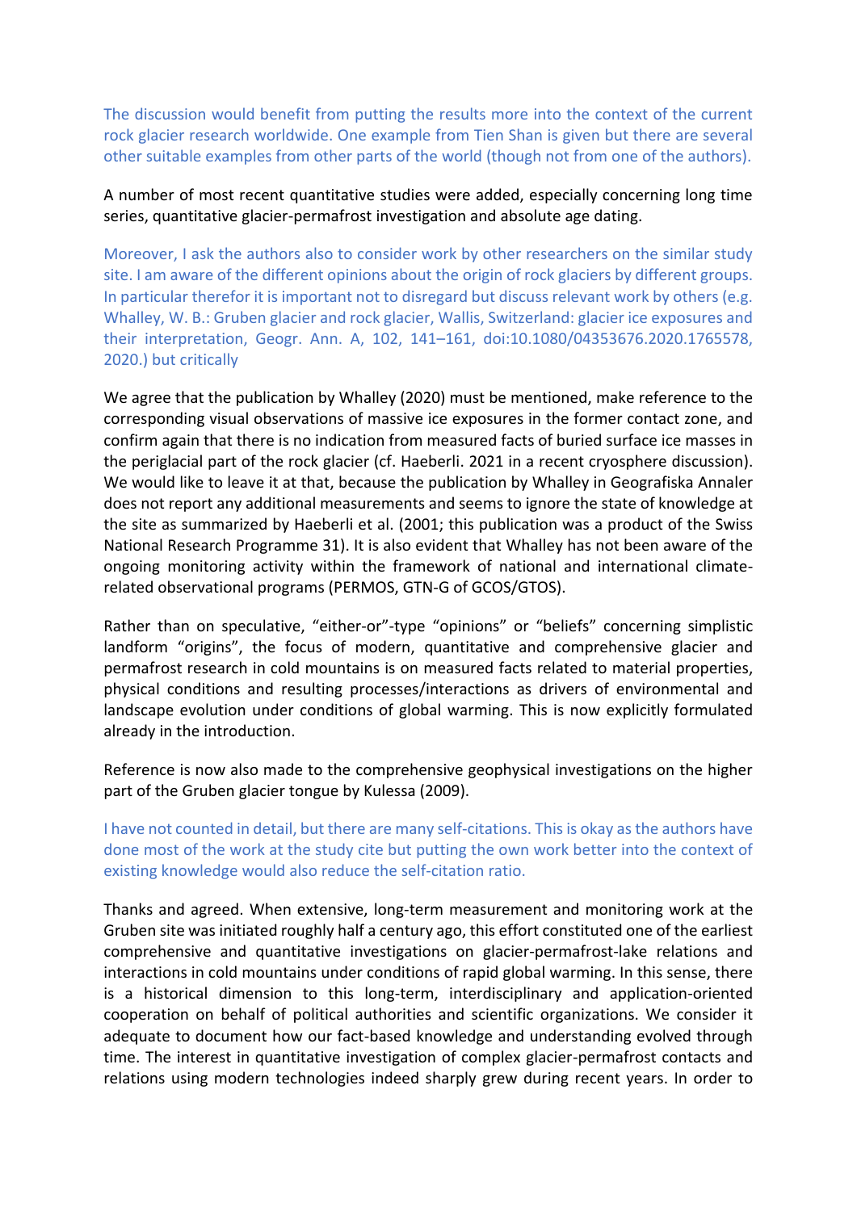The discussion would benefit from putting the results more into the context of the current rock glacier research worldwide. One example from Tien Shan is given but there are several other suitable examples from other parts of the world (though not from one of the authors).

A number of most recent quantitative studies were added, especially concerning long time series, quantitative glacier-permafrost investigation and absolute age dating.

Moreover, I ask the authors also to consider work by other researchers on the similar study site. I am aware of the different opinions about the origin of rock glaciers by different groups. In particular therefor it is important not to disregard but discuss relevant work by others (e.g. Whalley, W. B.: Gruben glacier and rock glacier, Wallis, Switzerland: glacier ice exposures and their interpretation, Geogr. Ann. A, 102, 141–161, doi:10.1080/04353676.2020.1765578, 2020.) but critically

We agree that the publication by Whalley (2020) must be mentioned, make reference to the corresponding visual observations of massive ice exposures in the former contact zone, and confirm again that there is no indication from measured facts of buried surface ice masses in the periglacial part of the rock glacier (cf. Haeberli. 2021 in a recent cryosphere discussion). We would like to leave it at that, because the publication by Whalley in Geografiska Annaler does not report any additional measurements and seems to ignore the state of knowledge at the site as summarized by Haeberli et al. (2001; this publication was a product of the Swiss National Research Programme 31). It is also evident that Whalley has not been aware of the ongoing monitoring activity within the framework of national and international climate-related observational programs (PERMOS, GTN-G of GCOS/GTOS).

Rather than on speculative, "either-or"-type "opinions" or "beliefs" concerning simplistic landform "origins", the focus of modern, quantitative and comprehensive glacier and permafrost research in cold mountains is on measured facts related to material properties, physical conditions and resulting processes/interactions as drivers of environmental and landscape evolution under conditions of global warming. This is now explicitly formulated already in the introduction.

Reference is now also made to the comprehensive geophysical investigations on the higher part of the Gruben glacier tongue by Kulessa (2009).

I have not counted in detail, but there are many self-citations. This is okay as the authors have done most of the work at the study cite but putting the own work better into the context of existing knowledge would also reduce the self-citation ratio.

Thanks and agreed. When extensive, long-term measurement and monitoring work at the Gruben site was initiated roughly half a century ago, this effort constituted one of the earliest comprehensive and quantitative investigations on glacier-permafrost-lake relations and interactions in cold mountains under conditions of rapid global warming. In this sense, there is a historical dimension to this long-term, interdisciplinary and application-oriented cooperation on behalf of political authorities and scientific organizations. We consider it adequate to document how our fact-based knowledge and understanding evolved through time. The interest in quantitative investigation of complex glacier-permafrost contacts and relations using modern technologies indeed sharply grew during recent years. In order to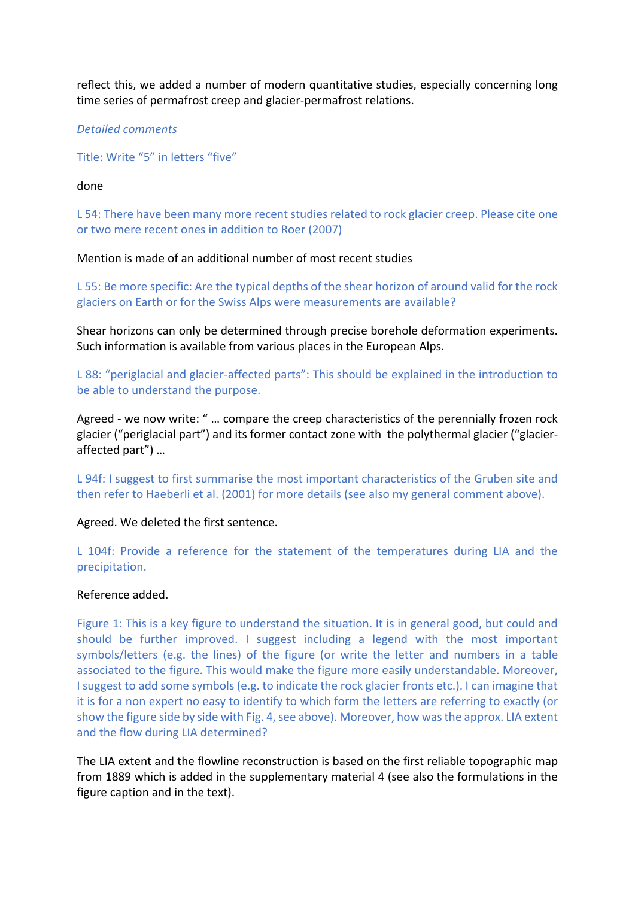reflect this, we added a number of modern quantitative studies, especially concerning long time series of permafrost creep and glacier-permafrost relations.

*Detailed comments*

Title: Write “5” in letters “five”

done

L 54: There have been many more recent studies related to rock glacier creep. Please cite one or two mere recent ones in addition to Roer (2007)

Mention is made of an additional number of most recent studies

L 55: Be more specific: Are the typical depths of the shear horizon of around valid for the rock glaciers on Earth or for the Swiss Alps were measurements are available?

Shear horizons can only be determined through precise borehole deformation experiments. Such information is available from various places in the European Alps.

L 88: “periglacial and glacier-affected parts”: This should be explained in the introduction to be able to understand the purpose.

Agreed - we now write: “ … compare the creep characteristics of the perennially frozen rock glacier (“periglacial part”) and its former contact zone with the polythermal glacier (“glacier-affected part”) …

L 94f: I suggest to first summarise the most important characteristics of the Gruben site and then refer to Haeberli et al. (2001) for more details (see also my general comment above).

Agreed. We deleted the first sentence.

L 104f: Provide a reference for the statement of the temperatures during LIA and the precipitation.

Reference added.

Figure 1: This is a key figure to understand the situation. It is in general good, but could and should be further improved. I suggest including a legend with the most important symbols/letters (e.g. the lines) of the figure (or write the letter and numbers in a table associated to the figure. This would make the figure more easily understandable. Moreover, I suggest to add some symbols (e.g. to indicate the rock glacier fronts etc.). I can imagine that it is for a non expert no easy to identify to which form the letters are referring to exactly (or show the figure side by side with Fig. 4, see above). Moreover, how was the approx. LIA extent and the flow during LIA determined?

The LIA extent and the flowline reconstruction is based on the first reliable topographic map from 1889 which is added in the supplementary material 4 (see also the formulations in the figure caption and in the text).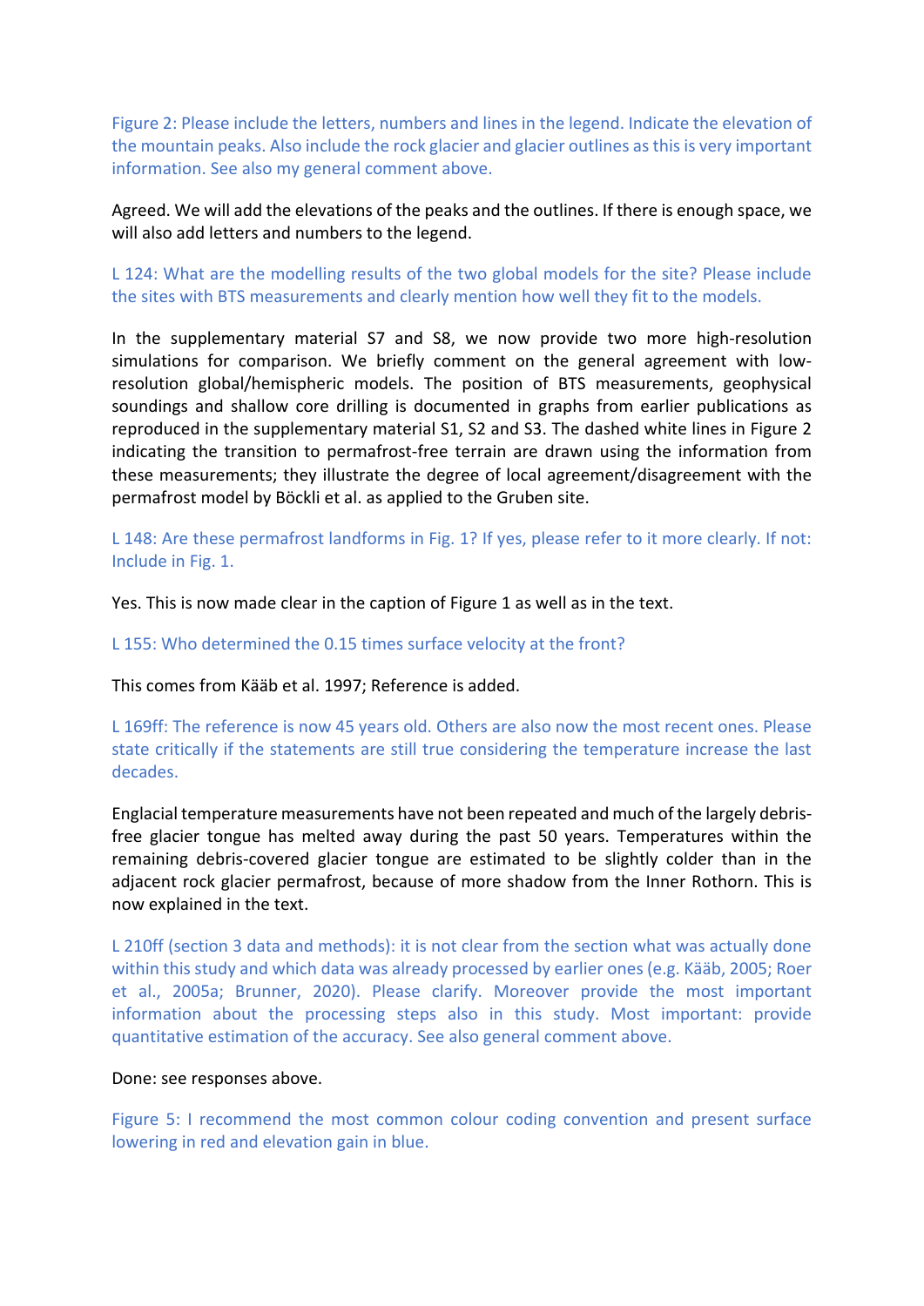Figure 2: Please include the letters, numbers and lines in the legend. Indicate the elevation of the mountain peaks. Also include the rock glacier and glacier outlines as this is very important information. See also my general comment above.

Agreed. We will add the elevations of the peaks and the outlines. If there is enough space, we will also add letters and numbers to the legend.

L 124: What are the modelling results of the two global models for the site? Please include the sites with BTS measurements and clearly mention how well they fit to the models.

In the supplementary material S7 and S8, we now provide two more high-resolution simulations for comparison. We briefly comment on the general agreement with low-resolution global/hemispheric models. The position of BTS measurements, geophysical soundings and shallow core drilling is documented in graphs from earlier publications as reproduced in the supplementary material S1, S2 and S3. The dashed white lines in Figure 2 indicating the transition to permafrost-free terrain are drawn using the information from these measurements; they illustrate the degree of local agreement/disagreement with the permafrost model by Böckli et al. as applied to the Gruben site.

L 148: Are these permafrost landforms in Fig. 1? If yes, please refer to it more clearly. If not: Include in Fig. 1.

Yes. This is now made clear in the caption of Figure 1 as well as in the text.

L 155: Who determined the 0.15 times surface velocity at the front?

This comes from Kääb et al. 1997; Reference is added.

L 169ff: The reference is now 45 years old. Others are also now the most recent ones. Please state critically if the statements are still true considering the temperature increase the last decades.

Englacial temperature measurements have not been repeated and much of the largely debris-free glacier tongue has melted away during the past 50 years. Temperatures within the remaining debris-covered glacier tongue are estimated to be slightly colder than in the adjacent rock glacier permafrost, because of more shadow from the Inner Rothorn. This is now explained in the text.

L 210ff (section 3 data and methods): it is not clear from the section what was actually done within this study and which data was already processed by earlier ones (e.g. Kääb, 2005; Roer et al., 2005a; Brunner, 2020). Please clarify. Moreover provide the most important information about the processing steps also in this study. Most important: provide quantitative estimation of the accuracy. See also general comment above.

Done: see responses above.

Figure 5: I recommend the most common colour coding convention and present surface lowering in red and elevation gain in blue.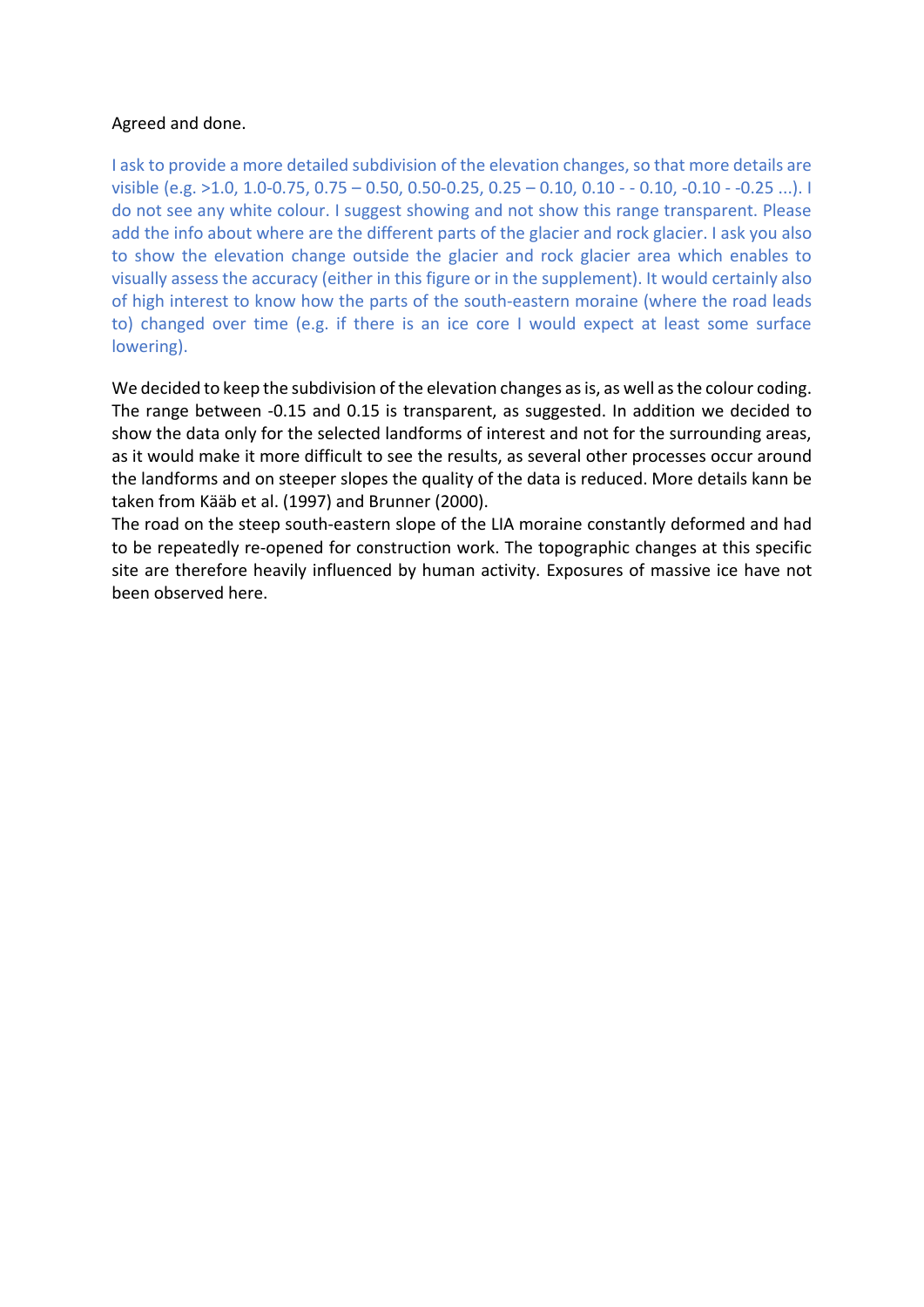Agreed and done.

I ask to provide a more detailed subdivision of the elevation changes, so that more details are visible (e.g. >1.0, 1.0-0.75, 0.75 – 0.50, 0.50-0.25, 0.25 – 0.10, 0.10 - - 0.10, -0.10 - -0.25 ...). I do not see any white colour. I suggest showing and not show this range transparent. Please add the info about where are the different parts of the glacier and rock glacier. I ask you also to show the elevation change outside the glacier and rock glacier area which enables to visually assess the accuracy (either in this figure or in the supplement). It would certainly also of high interest to know how the parts of the south-eastern moraine (where the road leads to) changed over time (e.g. if there is an ice core I would expect at least some surface lowering).

We decided to keep the subdivision of the elevation changes as is, as well as the colour coding. The range between -0.15 and 0.15 is transparent, as suggested. In addition we decided to show the data only for the selected landforms of interest and not for the surrounding areas, as it would make it more difficult to see the results, as several other processes occur around the landforms and on steeper slopes the quality of the data is reduced. More details kann be taken from Kääb et al. (1997) and Brunner (2000).
The road on the steep south-eastern slope of the LIA moraine constantly deformed and had to be repeatedly re-opened for construction work. The topographic changes at this specific site are therefore heavily influenced by human activity. Exposures of massive ice have not been observed here.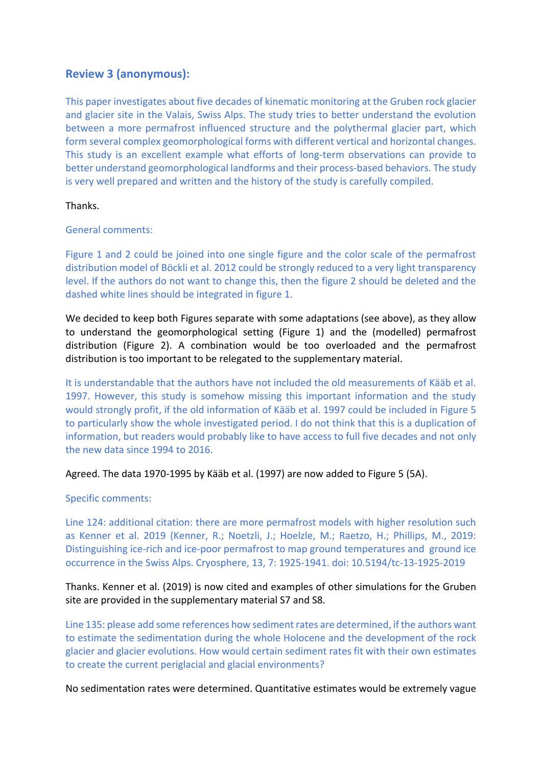## Review 3 (anonymous):

This paper investigates about five decades of kinematic monitoring at the Gruben rock glacier and glacier site in the Valais, Swiss Alps. The study tries to better understand the evolution between a more permafrost influenced structure and the polythermal glacier part, which form several complex geomorphological forms with different vertical and horizontal changes. This study is an excellent example what efforts of long-term observations can provide to better understand geomorphological landforms and their process-based behaviors. The study is very well prepared and written and the history of the study is carefully compiled.

Thanks.

General comments:

Figure 1 and 2 could be joined into one single figure and the color scale of the permafrost distribution model of Böckli et al. 2012 could be strongly reduced to a very light transparency level. If the authors do not want to change this, then the figure 2 should be deleted and the dashed white lines should be integrated in figure 1.

We decided to keep both Figures separate with some adaptations (see above), as they allow to understand the geomorphological setting (Figure 1) and the (modelled) permafrost distribution (Figure 2). A combination would be too overloaded and the permafrost distribution is too important to be relegated to the supplementary material.

It is understandable that the authors have not included the old measurements of Kääb et al. 1997. However, this study is somehow missing this important information and the study would strongly profit, if the old information of Kääb et al. 1997 could be included in Figure 5 to particularly show the whole investigated period. I do not think that this is a duplication of information, but readers would probably like to have access to full five decades and not only the new data since 1994 to 2016.

Agreed. The data 1970-1995 by Kääb et al. (1997) are now added to Figure 5 (5A).

Specific comments:

Line 124: additional citation: there are more permafrost models with higher resolution such as Kenner et al. 2019 (Kenner, R.; Noetzli, J.; Hoelzle, M.; Raetzo, H.; Phillips, M., 2019: Distinguishing ice-rich and ice-poor permafrost to map ground temperatures and ground ice occurrence in the Swiss Alps. Cryosphere, 13, 7: 1925-1941. doi: 10.5194/tc-13-1925-2019

Thanks. Kenner et al. (2019) is now cited and examples of other simulations for the Gruben site are provided in the supplementary material S7 and S8.

Line 135: please add some references how sediment rates are determined, if the authors want to estimate the sedimentation during the whole Holocene and the development of the rock glacier and glacier evolutions. How would certain sediment rates fit with their own estimates to create the current periglacial and glacial environments?

No sedimentation rates were determined. Quantitative estimates would be extremely vague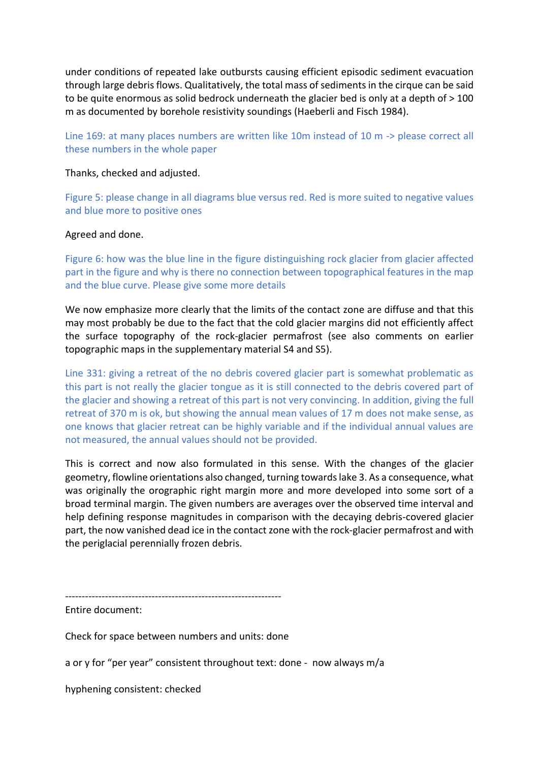under conditions of repeated lake outbursts causing efficient episodic sediment evacuation through large debris flows. Qualitatively, the total mass of sediments in the cirque can be said to be quite enormous as solid bedrock underneath the glacier bed is only at a depth of > 100 m as documented by borehole resistivity soundings (Haeberli and Fisch 1984).

Line 169: at many places numbers are written like 10m instead of 10 m -> please correct all these numbers in the whole paper

Thanks, checked and adjusted.

Figure 5: please change in all diagrams blue versus red. Red is more suited to negative values and blue more to positive ones

Agreed and done.

Figure 6: how was the blue line in the figure distinguishing rock glacier from glacier affected part in the figure and why is there no connection between topographical features in the map and the blue curve. Please give some more details

We now emphasize more clearly that the limits of the contact zone are diffuse and that this may most probably be due to the fact that the cold glacier margins did not efficiently affect the surface topography of the rock-glacier permafrost (see also comments on earlier topographic maps in the supplementary material S4 and S5).

Line 331: giving a retreat of the no debris covered glacier part is somewhat problematic as this part is not really the glacier tongue as it is still connected to the debris covered part of the glacier and showing a retreat of this part is not very convincing. In addition, giving the full retreat of 370 m is ok, but showing the annual mean values of 17 m does not make sense, as one knows that glacier retreat can be highly variable and if the individual annual values are not measured, the annual values should not be provided.

This is correct and now also formulated in this sense. With the changes of the glacier geometry, flowline orientations also changed, turning towards lake 3. As a consequence, what was originally the orographic right margin more and more developed into some sort of a broad terminal margin. The given numbers are averages over the observed time interval and help defining response magnitudes in comparison with the decaying debris-covered glacier part, the now vanished dead ice in the contact zone with the rock-glacier permafrost and with the periglacial perennially frozen debris.

-----------------------------------------------------------------

Entire document:

Check for space between numbers and units: done

a or y for "per year" consistent throughout text: done - now always m/a

hyphening consistent: checked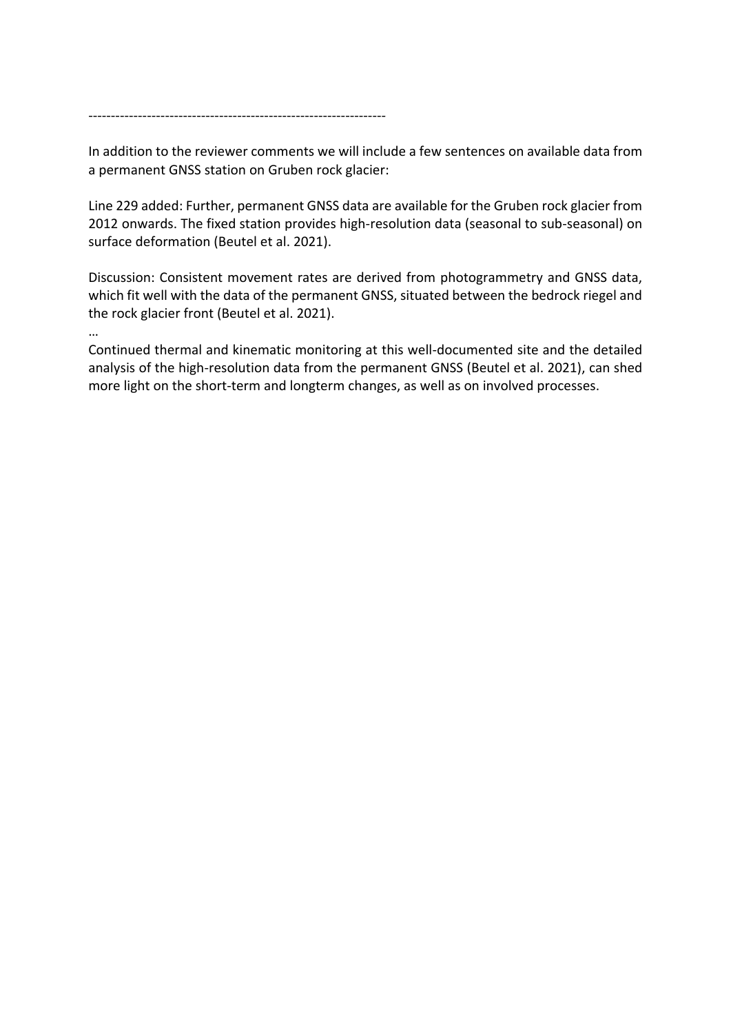------------------------------------------------------------------

In addition to the reviewer comments we will include a few sentences on available data from a permanent GNSS station on Gruben rock glacier:

Line 229 added: Further, permanent GNSS data are available for the Gruben rock glacier from 2012 onwards. The fixed station provides high-resolution data (seasonal to sub-seasonal) on surface deformation (Beutel et al. 2021).

Discussion: Consistent movement rates are derived from photogrammetry and GNSS data, which fit well with the data of the permanent GNSS, situated between the bedrock riegel and the rock glacier front (Beutel et al. 2021).

…

Continued thermal and kinematic monitoring at this well-documented site and the detailed analysis of the high-resolution data from the permanent GNSS (Beutel et al. 2021), can shed more light on the short-term and longterm changes, as well as on involved processes.